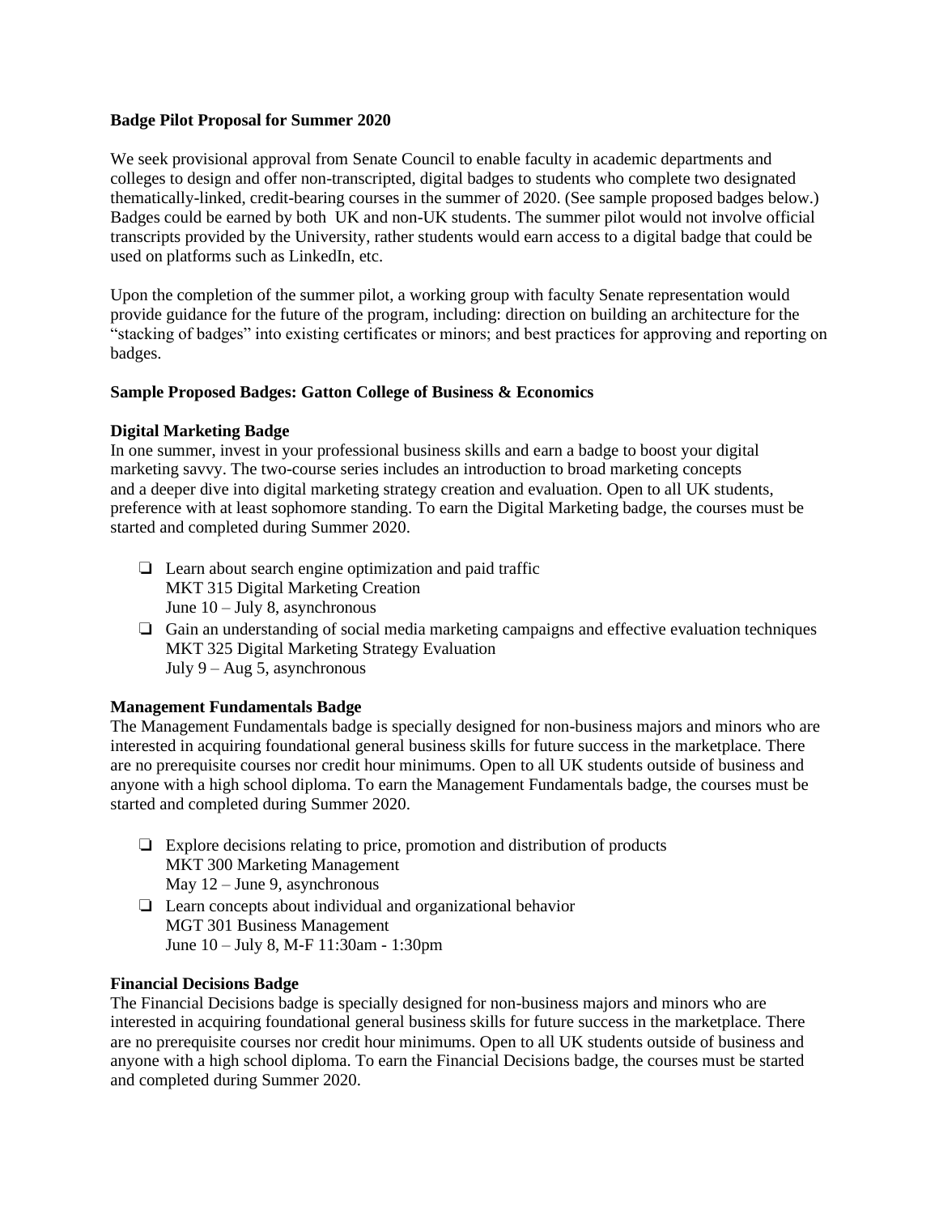**Badge Pilot Proposal for Summer 2020**

We seek provisional approval from Senate Council to enable faculty in academic departments and colleges to design and offer non-transcripted, digital badges to students who complete two designated thematically-linked, credit-bearing courses in the summer of 2020. (See sample proposed badges below.) Badges could be earned by both UK and non-UK students. The summer pilot would not involve official transcripts provided by the University, rather students would earn access to a digital badge that could be used on platforms such as LinkedIn, etc.

Upon the completion of the summer pilot, a working group with faculty Senate representation would provide guidance for the future of the program, including: direction on building an architecture for the "stacking of badges" into existing certificates or minors; and best practices for approving and reporting on badges.

**Sample Proposed Badges: Gatton College of Business & Economics**

**Digital Marketing Badge**

In one summer, invest in your professional business skills and earn a badge to boost your digital marketing savvy. The two-course series includes an introduction to broad marketing concepts and a deeper dive into digital marketing strategy creation and evaluation. Open to all UK students, preference with at least sophomore standing. To earn the Digital Marketing badge, the courses must be started and completed during Summer 2020.

- ❏ Learn about search engine optimization and paid traffic
  MKT 315 Digital Marketing Creation
  June 10 – July 8, asynchronous
- ❏ Gain an understanding of social media marketing campaigns and effective evaluation techniques
  MKT 325 Digital Marketing Strategy Evaluation
  July 9 – Aug 5, asynchronous

**Management Fundamentals Badge**

The Management Fundamentals badge is specially designed for non-business majors and minors who are interested in acquiring foundational general business skills for future success in the marketplace. There are no prerequisite courses nor credit hour minimums. Open to all UK students outside of business and anyone with a high school diploma. To earn the Management Fundamentals badge, the courses must be started and completed during Summer 2020.

- ❏ Explore decisions relating to price, promotion and distribution of products
  MKT 300 Marketing Management
  May 12 – June 9, asynchronous
- ❏ Learn concepts about individual and organizational behavior
  MGT 301 Business Management
  June 10 – July 8, M-F 11:30am - 1:30pm

**Financial Decisions Badge**

The Financial Decisions badge is specially designed for non-business majors and minors who are interested in acquiring foundational general business skills for future success in the marketplace. There are no prerequisite courses nor credit hour minimums. Open to all UK students outside of business and anyone with a high school diploma. To earn the Financial Decisions badge, the courses must be started and completed during Summer 2020.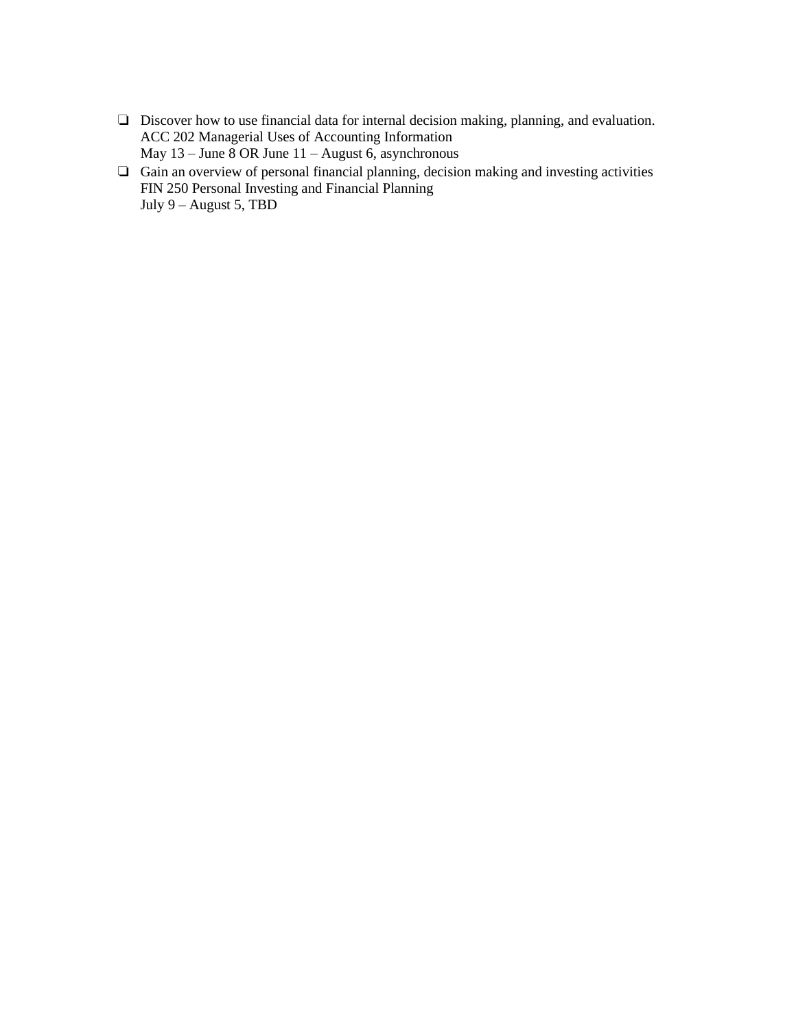- [ ] Discover how to use financial data for internal decision making, planning, and evaluation.
  ACC 202 Managerial Uses of Accounting Information
  May 13 – June 8 OR June 11 – August 6, asynchronous
- [ ] Gain an overview of personal financial planning, decision making and investing activities
  FIN 250 Personal Investing and Financial Planning
  July 9 – August 5, TBD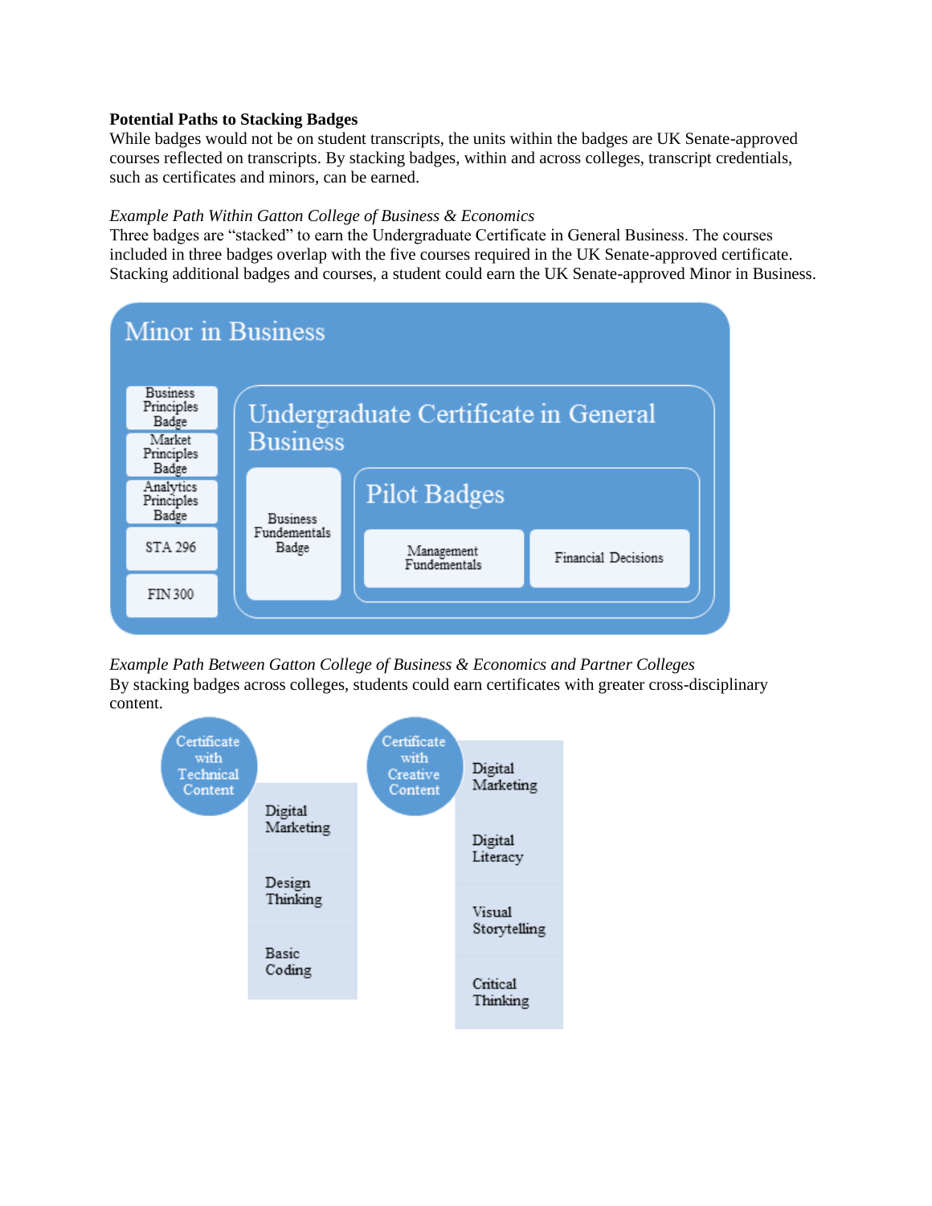**Potential Paths to Stacking Badges**

While badges would not be on student transcripts, the units within the badges are UK Senate-approved courses reflected on transcripts. By stacking badges, within and across colleges, transcript credentials, such as certificates and minors, can be earned.

*Example Path Within Gatton College of Business & Economics*

Three badges are "stacked" to earn the Undergraduate Certificate in General Business. The courses included in three badges overlap with the five courses required in the UK Senate-approved certificate. Stacking additional badges and courses, a student could earn the UK Senate-approved Minor in Business.

Minor in Business

Business Principles Badge

Market Principles Badge

Analytics Principles Badge

STA 296

FIN 300

Undergraduate Certificate in General Business

Business Fundementals Badge

Pilot Badges

Management Fundementals

Financial Decisions

*Example Path Between Gatton College of Business & Economics and Partner Colleges*

By stacking badges across colleges, students could earn certificates with greater cross-disciplinary content.

Certificate with Technical Content

Digital Marketing

Design Thinking

Basic Coding

Certificate with Creative Content

Digital Marketing

Digital Literacy

Visual Storytelling

Critical Thinking